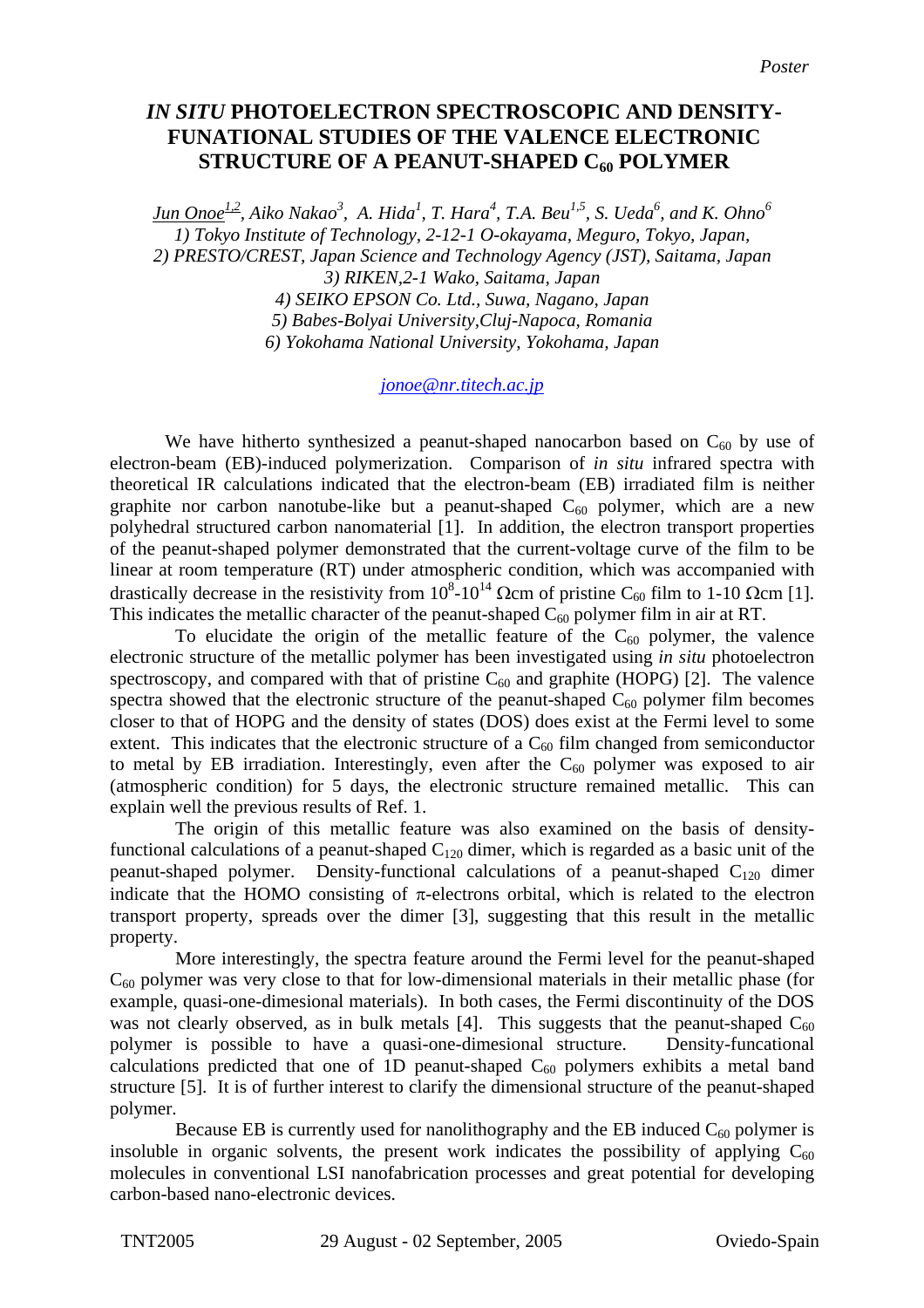Poster

# *IN SITU* PHOTOELECTRON SPECTROSCOPIC AND DENSITY-FUNATIONAL STUDIES OF THE VALENCE ELECTRONIC STRUCTURE OF A PEANUT-SHAPED $C_{60}$ POLYMER

*Jun Onoe[1,2], Aiko Nakao[3], A. Hida[1], T. Hara[4], T.A. Beu[1,5], S. Ueda[6], and K. Ohno[6]*
*1) Tokyo Institute of Technology, 2-12-1 O-okayama, Meguro, Tokyo, Japan,*
*2) PRESTO/CREST, Japan Science and Technology Agency (JST), Saitama, Japan*
*3) RIKEN,2-1 Wako, Saitama, Japan*
*4) SEIKO EPSON Co. Ltd., Suwa, Nagano, Japan*
*5) Babes-Bolyai University,Cluj-Napoca, Romania*
*6) Yokohama National University, Yokohama, Japan*

*jonoe@nr.titech.ac.jp*

We have hitherto synthesized a peanut-shaped nanocarbon based on $C_{60}$ by use of electron-beam (EB)-induced polymerization. Comparison of *in situ* infrared spectra with theoretical IR calculations indicated that the electron-beam (EB) irradiated film is neither graphite nor carbon nanotube-like but a peanut-shaped $C_{60}$ polymer, which are a new polyhedral structured carbon nanomaterial [1]. In addition, the electron transport properties of the peanut-shaped polymer demonstrated that the current-voltage curve of the film to be linear at room temperature (RT) under atmospheric condition, which was accompanied with drastically decrease in the resistivity from $10^8$-$10^{14}$ $\Omega$cm of pristine $C_{60}$ film to 1-10 $\Omega$cm [1]. This indicates the metallic character of the peanut-shaped $C_{60}$ polymer film in air at RT.

To elucidate the origin of the metallic feature of the $C_{60}$ polymer, the valence electronic structure of the metallic polymer has been investigated using *in situ* photoelectron spectroscopy, and compared with that of pristine $C_{60}$ and graphite (HOPG) [2]. The valence spectra showed that the electronic structure of the peanut-shaped $C_{60}$ polymer film becomes closer to that of HOPG and the density of states (DOS) does exist at the Fermi level to some extent. This indicates that the electronic structure of a $C_{60}$ film changed from semiconductor to metal by EB irradiation. Interestingly, even after the $C_{60}$ polymer was exposed to air (atmospheric condition) for 5 days, the electronic structure remained metallic. This can explain well the previous results of Ref. 1.

The origin of this metallic feature was also examined on the basis of density-functional calculations of a peanut-shaped $C_{120}$ dimer, which is regarded as a basic unit of the peanut-shaped polymer. Density-functional calculations of a peanut-shaped $C_{120}$ dimer indicate that the HOMO consisting of $\pi$-electrons orbital, which is related to the electron transport property, spreads over the dimer [3], suggesting that this result in the metallic property.

More interestingly, the spectra feature around the Fermi level for the peanut-shaped $C_{60}$ polymer was very close to that for low-dimensional materials in their metallic phase (for example, quasi-one-dimesional materials). In both cases, the Fermi discontinuity of the DOS was not clearly observed, as in bulk metals [4]. This suggests that the peanut-shaped $C_{60}$ polymer is possible to have a quasi-one-dimesional structure. Density-funcational calculations predicted that one of 1D peanut-shaped $C_{60}$ polymers exhibits a metal band structure [5]. It is of further interest to clarify the dimensional structure of the peanut-shaped polymer.

Because EB is currently used for nanolithography and the EB induced $C_{60}$ polymer is insoluble in organic solvents, the present work indicates the possibility of applying $C_{60}$ molecules in conventional LSI nanofabrication processes and great potential for developing carbon-based nano-electronic devices.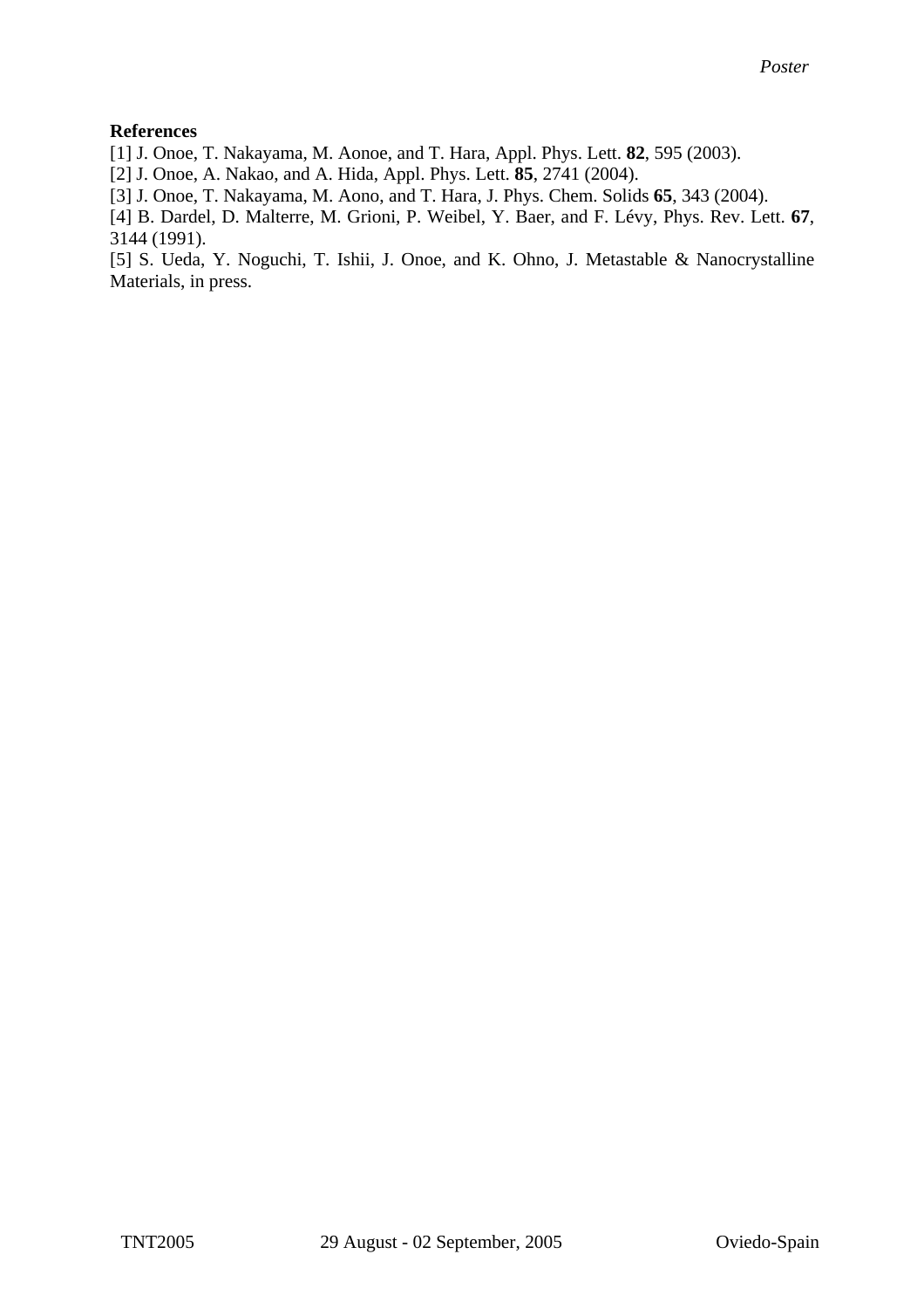**References**

[1] J. Onoe, T. Nakayama, M. Aonoe, and T. Hara, Appl. Phys. Lett. **82**, 595 (2003).

[2] J. Onoe, A. Nakao, and A. Hida, Appl. Phys. Lett. **85**, 2741 (2004).

[3] J. Onoe, T. Nakayama, M. Aono, and T. Hara, J. Phys. Chem. Solids **65**, 343 (2004).

[4] B. Dardel, D. Malterre, M. Grioni, P. Weibel, Y. Baer, and F. Lévy, Phys. Rev. Lett. **67**, 3144 (1991).

[5] S. Ueda, Y. Noguchi, T. Ishii, J. Onoe, and K. Ohno, J. Metastable & Nanocrystalline Materials, in press.